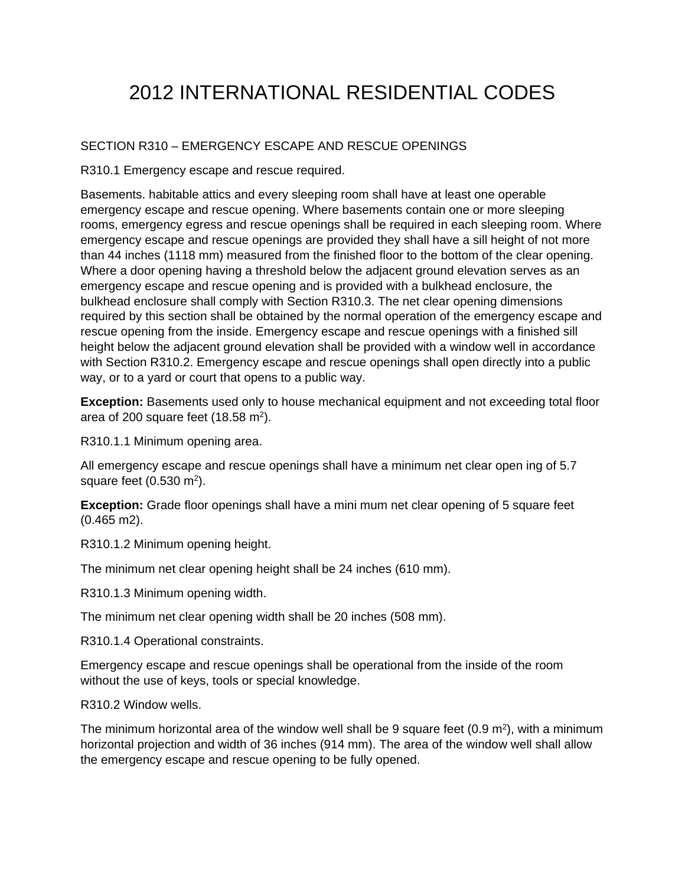# 2012 INTERNATIONAL RESIDENTIAL CODES

SECTION R310 – EMERGENCY ESCAPE AND RESCUE OPENINGS

R310.1 Emergency escape and rescue required.

Basements. habitable attics and every sleeping room shall have at least one operable emergency escape and rescue opening. Where basements contain one or more sleeping rooms, emergency egress and rescue openings shall be required in each sleeping room. Where emergency escape and rescue openings are provided they shall have a sill height of not more than 44 inches (1118 mm) measured from the finished floor to the bottom of the clear opening. Where a door opening having a threshold below the adjacent ground elevation serves as an emergency escape and rescue opening and is provided with a bulkhead enclosure, the bulkhead enclosure shall comply with Section R310.3. The net clear opening dimensions required by this section shall be obtained by the normal operation of the emergency escape and rescue opening from the inside. Emergency escape and rescue openings with a finished sill height below the adjacent ground elevation shall be provided with a window well in accordance with Section R310.2. Emergency escape and rescue openings shall open directly into a public way, or to a yard or court that opens to a public way.

**Exception:** Basements used only to house mechanical equipment and not exceeding total floor area of 200 square feet (18.58 $m^2$).

R310.1.1 Minimum opening area.

All emergency escape and rescue openings shall have a minimum net clear open ing of 5.7 square feet (0.530 $m^2$).

**Exception:** Grade floor openings shall have a mini mum net clear opening of 5 square feet (0.465 m2).

R310.1.2 Minimum opening height.

The minimum net clear opening height shall be 24 inches (610 mm).

R310.1.3 Minimum opening width.

The minimum net clear opening width shall be 20 inches (508 mm).

R310.1.4 Operational constraints.

Emergency escape and rescue openings shall be operational from the inside of the room without the use of keys, tools or special knowledge.

R310.2 Window wells.

The minimum horizontal area of the window well shall be 9 square feet (0.9 $m^2$), with a minimum horizontal projection and width of 36 inches (914 mm). The area of the window well shall allow the emergency escape and rescue opening to be fully opened.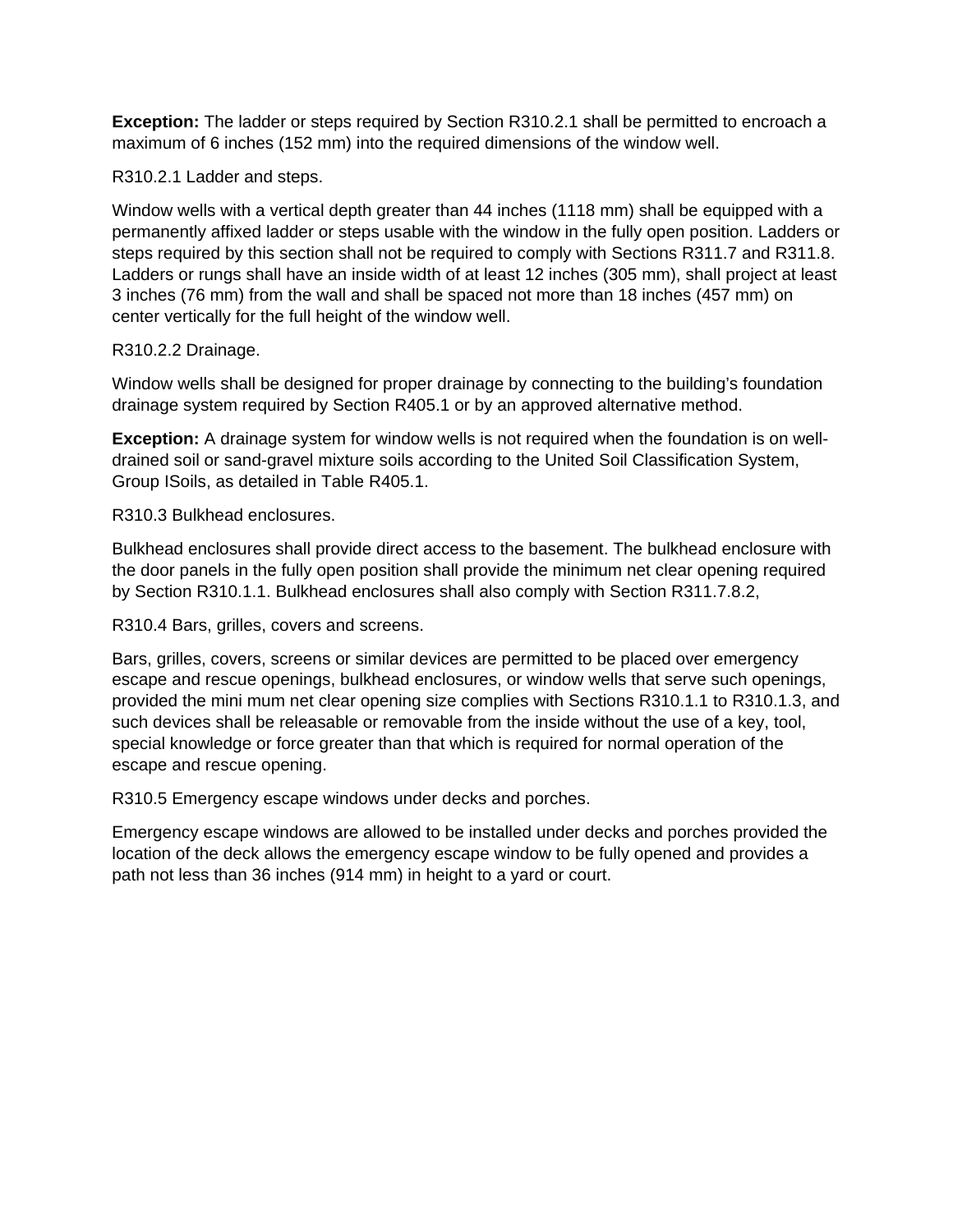**Exception:** The ladder or steps required by Section R310.2.1 shall be permitted to encroach a maximum of 6 inches (152 mm) into the required dimensions of the window well.

R310.2.1 Ladder and steps.

Window wells with a vertical depth greater than 44 inches (1118 mm) shall be equipped with a permanently affixed ladder or steps usable with the window in the fully open position. Ladders or steps required by this section shall not be required to comply with Sections R311.7 and R311.8. Ladders or rungs shall have an inside width of at least 12 inches (305 mm), shall project at least 3 inches (76 mm) from the wall and shall be spaced not more than 18 inches (457 mm) on center vertically for the full height of the window well.

R310.2.2 Drainage.

Window wells shall be designed for proper drainage by connecting to the building's foundation drainage system required by Section R405.1 or by an approved alternative method.

**Exception:** A drainage system for window wells is not required when the foundation is on well-drained soil or sand-gravel mixture soils according to the United Soil Classification System, Group ISoils, as detailed in Table R405.1.

R310.3 Bulkhead enclosures.

Bulkhead enclosures shall provide direct access to the basement. The bulkhead enclosure with the door panels in the fully open position shall provide the minimum net clear opening required by Section R310.1.1. Bulkhead enclosures shall also comply with Section R311.7.8.2,

R310.4 Bars, grilles, covers and screens.

Bars, grilles, covers, screens or similar devices are permitted to be placed over emergency escape and rescue openings, bulkhead enclosures, or window wells that serve such openings, provided the mini mum net clear opening size complies with Sections R310.1.1 to R310.1.3, and such devices shall be releasable or removable from the inside without the use of a key, tool, special knowledge or force greater than that which is required for normal operation of the escape and rescue opening.

R310.5 Emergency escape windows under decks and porches.

Emergency escape windows are allowed to be installed under decks and porches provided the location of the deck allows the emergency escape window to be fully opened and provides a path not less than 36 inches (914 mm) in height to a yard or court.